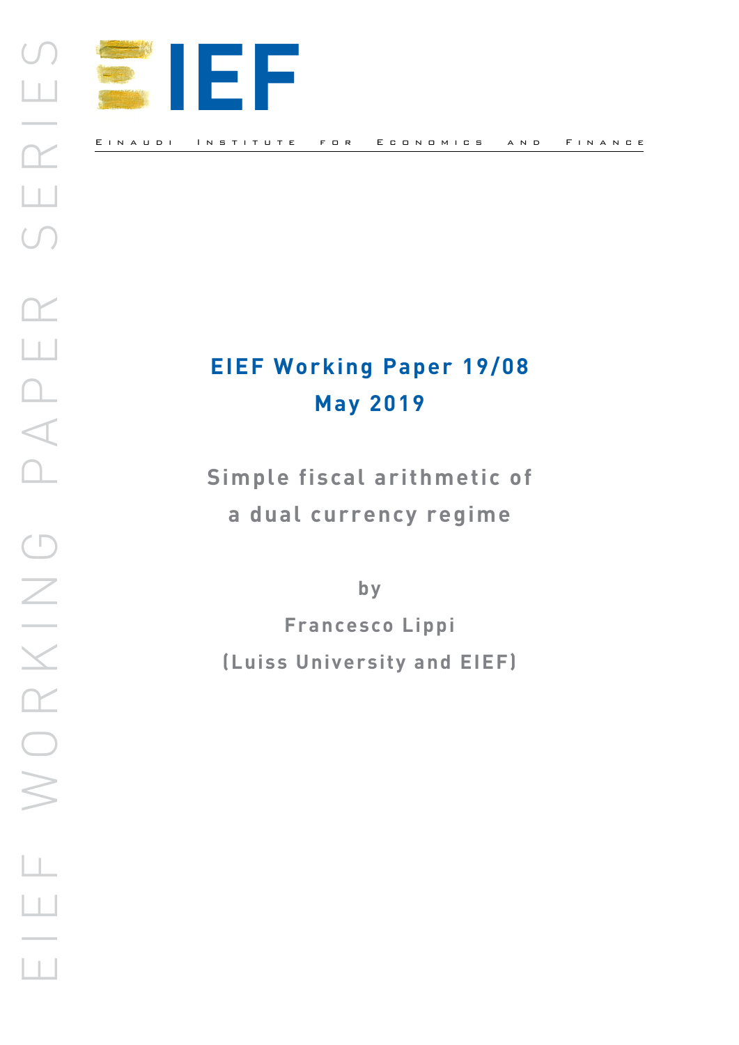# EIEF

EINAUDI INSTITUTE FOR ECONOMICS AND FINANCE

EIEF WORKING PAPER SERIES

**EIEF Working Paper 19/08**
**May 2019**

## Simple fiscal arithmetic of a dual currency regime

by

**Francesco Lippi**
**(Luiss University and EIEF)**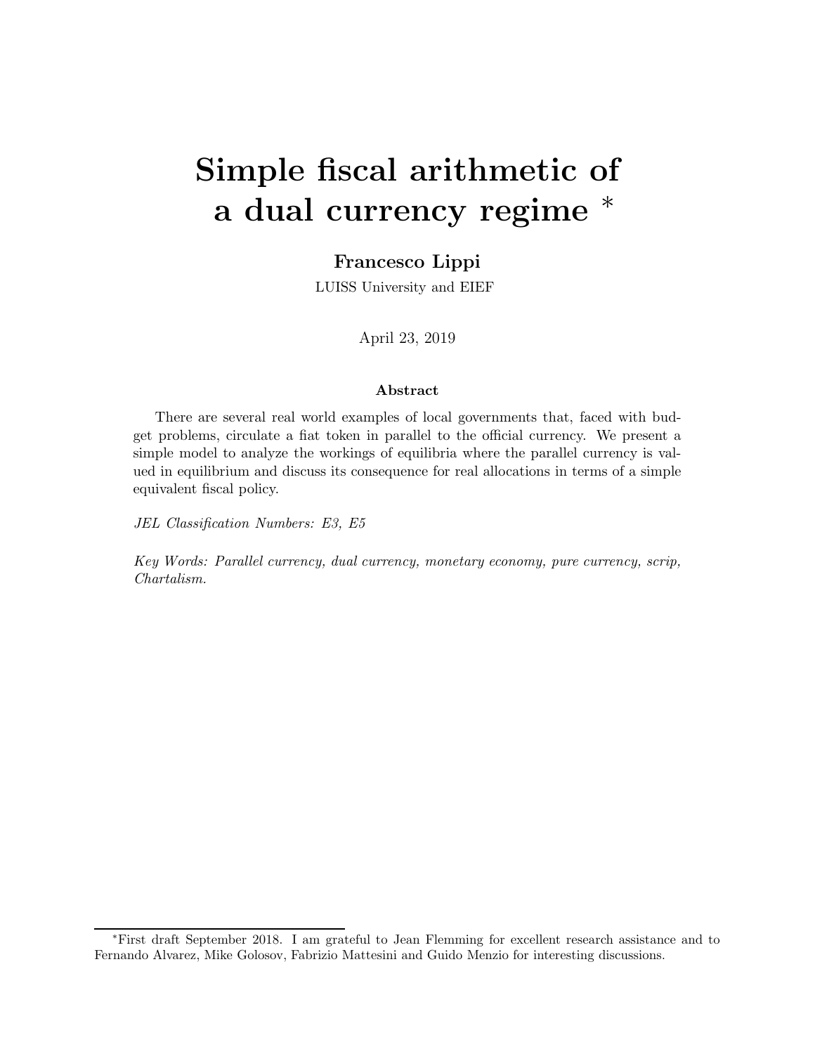# Simple fiscal arithmetic of a dual currency regime *

**Francesco Lippi**

LUISS University and EIEF

April 23, 2019

### Abstract

There are several real world examples of local governments that, faced with budget problems, circulate a fiat token in parallel to the official currency. We present a simple model to analyze the workings of equilibria where the parallel currency is valued in equilibrium and discuss its consequence for real allocations in terms of a simple equivalent fiscal policy.

*JEL Classification Numbers: E3, E5*

*Key Words: Parallel currency, dual currency, monetary economy, pure currency, scrip, Chartalism.*

---

*First draft September 2018. I am grateful to Jean Flemming for excellent research assistance and to Fernando Alvarez, Mike Golosov, Fabrizio Mattesini and Guido Menzio for interesting discussions.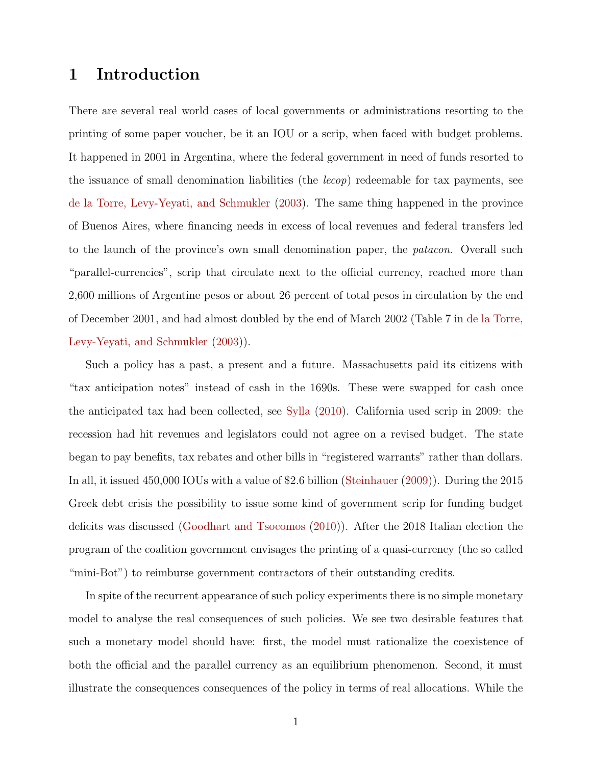# 1 Introduction

There are several real world cases of local governments or administrations resorting to the printing of some paper voucher, be it an IOU or a scrip, when faced with budget problems. It happened in 2001 in Argentina, where the federal government in need of funds resorted to the issuance of small denomination liabilities (the *lecop*) redeemable for tax payments, see de la Torre, Levy-Yeyati, and Schmukler (2003). The same thing happened in the province of Buenos Aires, where financing needs in excess of local revenues and federal transfers led to the launch of the province's own small denomination paper, the *patacon*. Overall such "parallel-currencies", scrip that circulate next to the official currency, reached more than 2,600 millions of Argentine pesos or about 26 percent of total pesos in circulation by the end of December 2001, and had almost doubled by the end of March 2002 (Table 7 in de la Torre, Levy-Yeyati, and Schmukler (2003)).

Such a policy has a past, a present and a future. Massachusetts paid its citizens with "tax anticipation notes" instead of cash in the 1690s. These were swapped for cash once the anticipated tax had been collected, see Sylla (2010). California used scrip in 2009: the recession had hit revenues and legislators could not agree on a revised budget. The state began to pay benefits, tax rebates and other bills in "registered warrants" rather than dollars. In all, it issued 450,000 IOUs with a value of $2.6 billion (Steinhauer (2009)). During the 2015 Greek debt crisis the possibility to issue some kind of government scrip for funding budget deficits was discussed (Goodhart and Tsocomos (2010)). After the 2018 Italian election the program of the coalition government envisages the printing of a quasi-currency (the so called "mini-Bot") to reimburse government contractors of their outstanding credits.

In spite of the recurrent appearance of such policy experiments there is no simple monetary model to analyse the real consequences of such policies. We see two desirable features that such a monetary model should have: first, the model must rationalize the coexistence of both the official and the parallel currency as an equilibrium phenomenon. Second, it must illustrate the consequences consequences of the policy in terms of real allocations. While the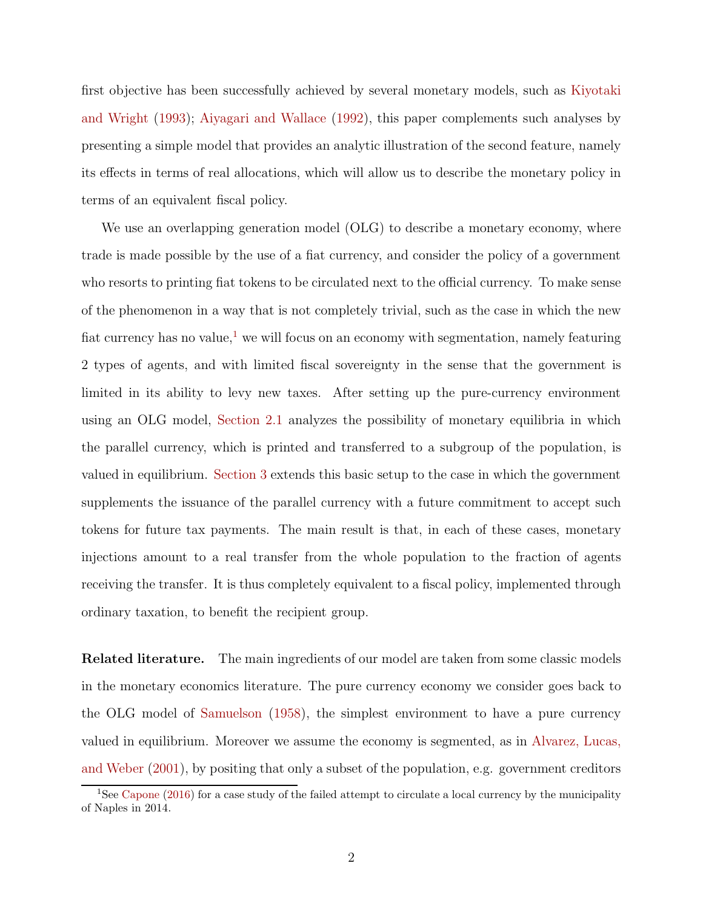first objective has been successfully achieved by several monetary models, such as Kiyotaki and Wright (1993); Aiyagari and Wallace (1992), this paper complements such analyses by presenting a simple model that provides an analytic illustration of the second feature, namely its effects in terms of real allocations, which will allow us to describe the monetary policy in terms of an equivalent fiscal policy.

We use an overlapping generation model (OLG) to describe a monetary economy, where trade is made possible by the use of a fiat currency, and consider the policy of a government who resorts to printing fiat tokens to be circulated next to the official currency. To make sense of the phenomenon in a way that is not completely trivial, such as the case in which the new fiat currency has no value,[1] we will focus on an economy with segmentation, namely featuring 2 types of agents, and with limited fiscal sovereignty in the sense that the government is limited in its ability to levy new taxes. After setting up the pure-currency environment using an OLG model, Section 2.1 analyzes the possibility of monetary equilibria in which the parallel currency, which is printed and transferred to a subgroup of the population, is valued in equilibrium. Section 3 extends this basic setup to the case in which the government supplements the issuance of the parallel currency with a future commitment to accept such tokens for future tax payments. The main result is that, in each of these cases, monetary injections amount to a real transfer from the whole population to the fraction of agents receiving the transfer. It is thus completely equivalent to a fiscal policy, implemented through ordinary taxation, to benefit the recipient group.

**Related literature.** The main ingredients of our model are taken from some classic models in the monetary economics literature. The pure currency economy we consider goes back to the OLG model of Samuelson (1958), the simplest environment to have a pure currency valued in equilibrium. Moreover we assume the economy is segmented, as in Alvarez, Lucas, and Weber (2001), by positing that only a subset of the population, e.g. government creditors

[1] See Capone (2016) for a case study of the failed attempt to circulate a local currency by the municipality of Naples in 2014.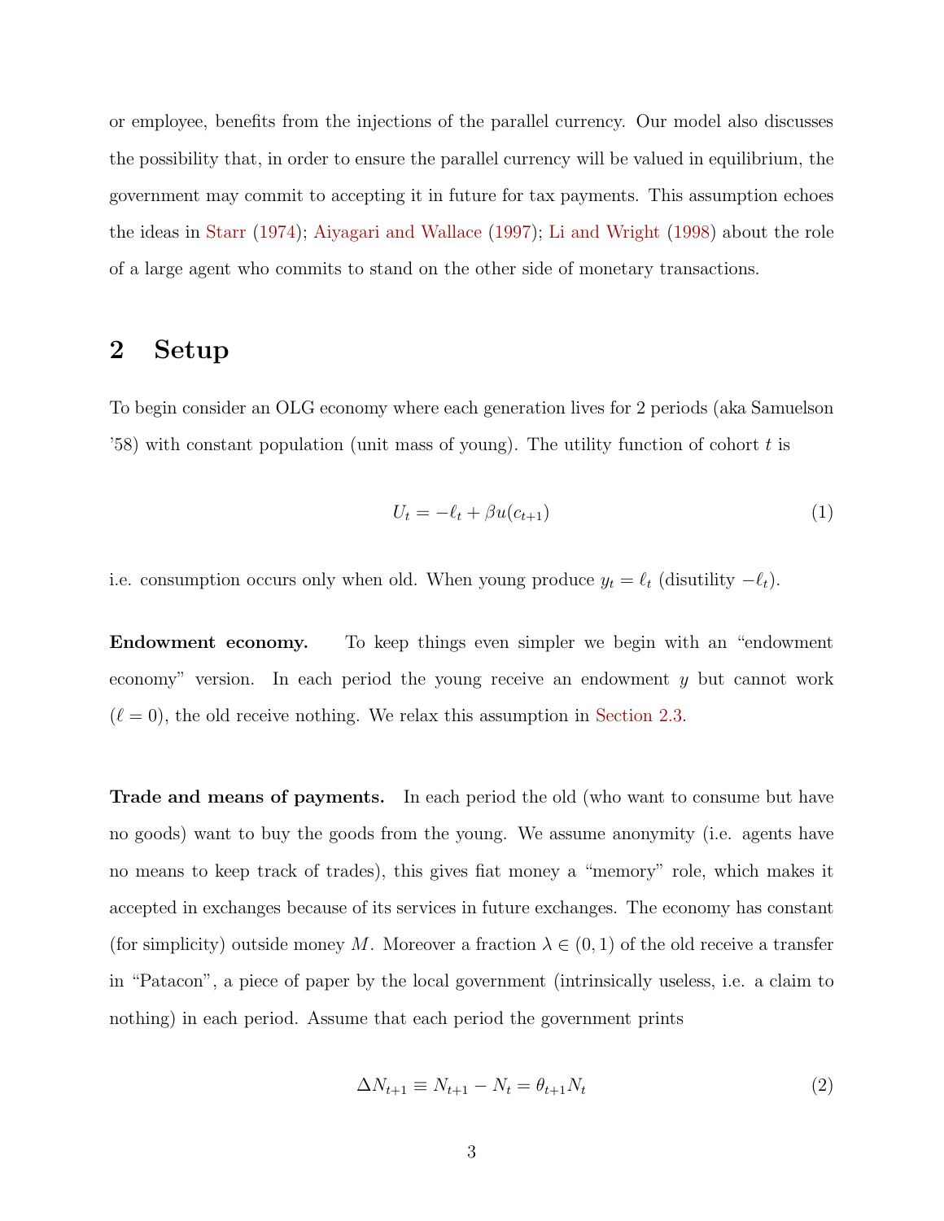or employee, benefits from the injections of the parallel currency. Our model also discusses the possibility that, in order to ensure the parallel currency will be valued in equilibrium, the government may commit to accepting it in future for tax payments. This assumption echoes the ideas in Starr (1974); Aiyagari and Wallace (1997); Li and Wright (1998) about the role of a large agent who commits to stand on the other side of monetary transactions.

## 2 Setup

To begin consider an OLG economy where each generation lives for 2 periods (aka Samuelson '58) with constant population (unit mass of young). The utility function of cohort $t$ is

$$U_t = -\ell_t + \beta u(c_{t+1}) \tag{1}$$

i.e. consumption occurs only when old. When young produce $y_t = \ell_t$ (disutility $-\ell_t$).

**Endowment economy.** To keep things even simpler we begin with an "endowment economy" version. In each period the young receive an endowment $y$ but cannot work ($\ell = 0$), the old receive nothing. We relax this assumption in Section 2.3.

**Trade and means of payments.** In each period the old (who want to consume but have no goods) want to buy the goods from the young. We assume anonymity (i.e. agents have no means to keep track of trades), this gives fiat money a "memory" role, which makes it accepted in exchanges because of its services in future exchanges. The economy has constant (for simplicity) outside money $M$. Moreover a fraction $\lambda \in (0, 1)$ of the old receive a transfer in "Patacon", a piece of paper by the local government (intrinsically useless, i.e. a claim to nothing) in each period. Assume that each period the government prints

$$\Delta N_{t+1} \equiv N_{t+1} - N_t = \theta_{t+1} N_t \tag{2}$$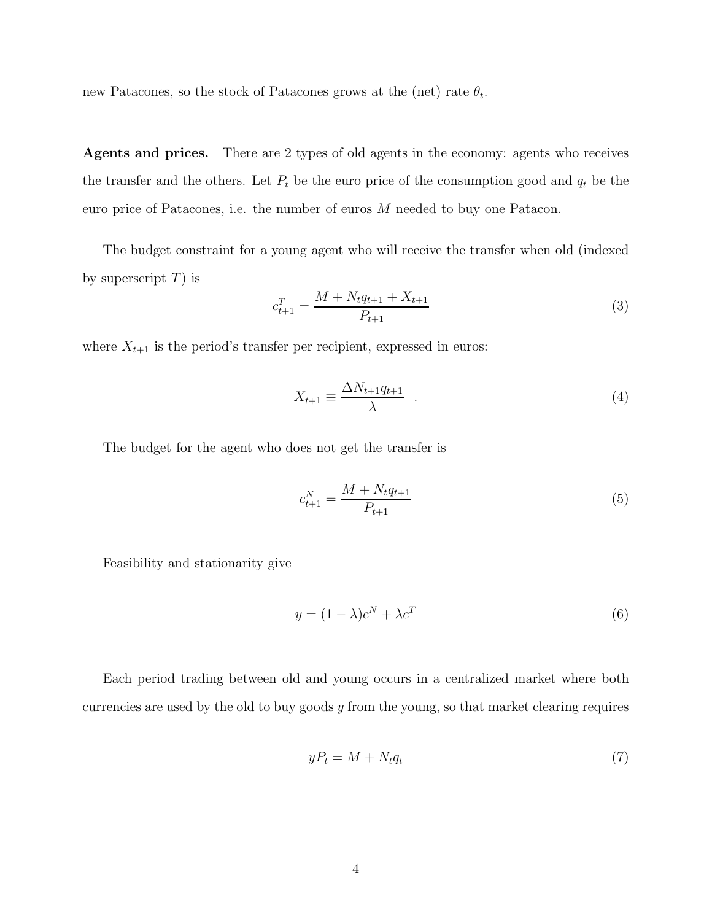new Patacones, so the stock of Patacones grows at the (net) rate $\theta_t$.

**Agents and prices.** There are 2 types of old agents in the economy: agents who receives the transfer and the others. Let $P_t$ be the euro price of the consumption good and $q_t$ be the euro price of Patacones, i.e. the number of euros $M$ needed to buy one Patacon.

The budget constraint for a young agent who will receive the transfer when old (indexed by superscript $T$) is

$$c_{t+1}^T = \frac{M + N_t q_{t+1} + X_{t+1}}{P_{t+1}} \tag{3}$$

where $X_{t+1}$ is the period's transfer per recipient, expressed in euros:

$$X_{t+1} \equiv \frac{\Delta N_{t+1} q_{t+1}}{\lambda} \quad . \tag{4}$$

The budget for the agent who does not get the transfer is

$$c_{t+1}^N = \frac{M + N_t q_{t+1}}{P_{t+1}} \tag{5}$$

Feasibility and stationarity give

$$y = (1 - \lambda) c^N + \lambda c^T \tag{6}$$

Each period trading between old and young occurs in a centralized market where both currencies are used by the old to buy goods $y$ from the young, so that market clearing requires

$$y P_t = M + N_t q_t \tag{7}$$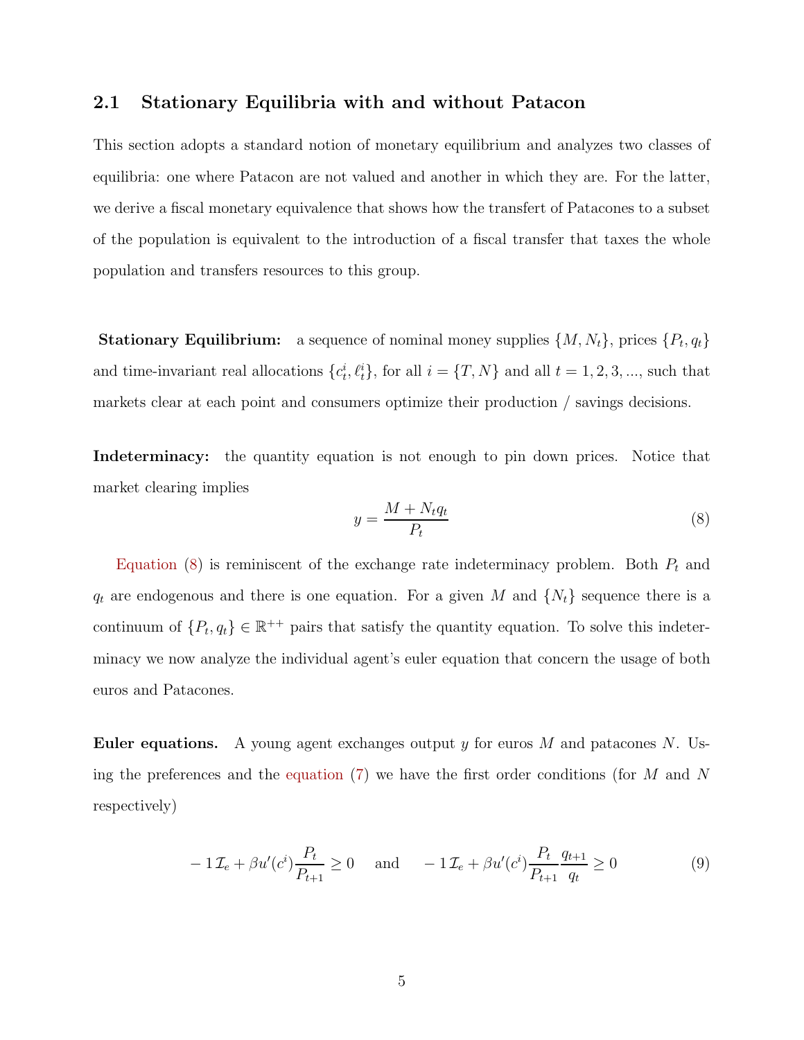## 2.1 Stationary Equilibria with and without Patacon

This section adopts a standard notion of monetary equilibrium and analyzes two classes of equilibria: one where Patacon are not valued and another in which they are. For the latter, we derive a fiscal monetary equivalence that shows how the transfert of Patacones to a subset of the population is equivalent to the introduction of a fiscal transfer that taxes the whole population and transfers resources to this group.

**Stationary Equilibrium:** a sequence of nominal money supplies $\{M, N_t\}$, prices $\{P_t, q_t\}$ and time-invariant real allocations $\{c_t^i, \ell_t^i\}$, for all $i = \{T, N\}$ and all $t = 1, 2, 3, ...$, such that markets clear at each point and consumers optimize their production / savings decisions.

**Indeterminacy:** the quantity equation is not enough to pin down prices. Notice that market clearing implies

$$y = \frac{M + N_t q_t}{P_t} \tag{8}$$

Equation (8) is reminiscent of the exchange rate indeterminacy problem. Both $P_t$ and $q_t$ are endogenous and there is one equation. For a given $M$ and $\{N_t\}$ sequence there is a continuum of $\{P_t, q_t\} \in \mathbb{R}^{++}$ pairs that satisfy the quantity equation. To solve this indeterminacy we now analyze the individual agent's euler equation that concern the usage of both euros and Patacones.

**Euler equations.** A young agent exchanges output $y$ for euros $M$ and patacones $N$. Using the preferences and the equation (7) we have the first order conditions (for $M$ and $N$ respectively)

$$-1\mathcal{I}_e + \beta u'(c^i)\frac{P_t}{P_{t+1}} \geq 0 \quad \text{ and } \quad -1\mathcal{I}_e + \beta u'(c^i)\frac{P_t}{P_{t+1}}\frac{q_{t+1}}{q_t} \geq 0 \tag{9}$$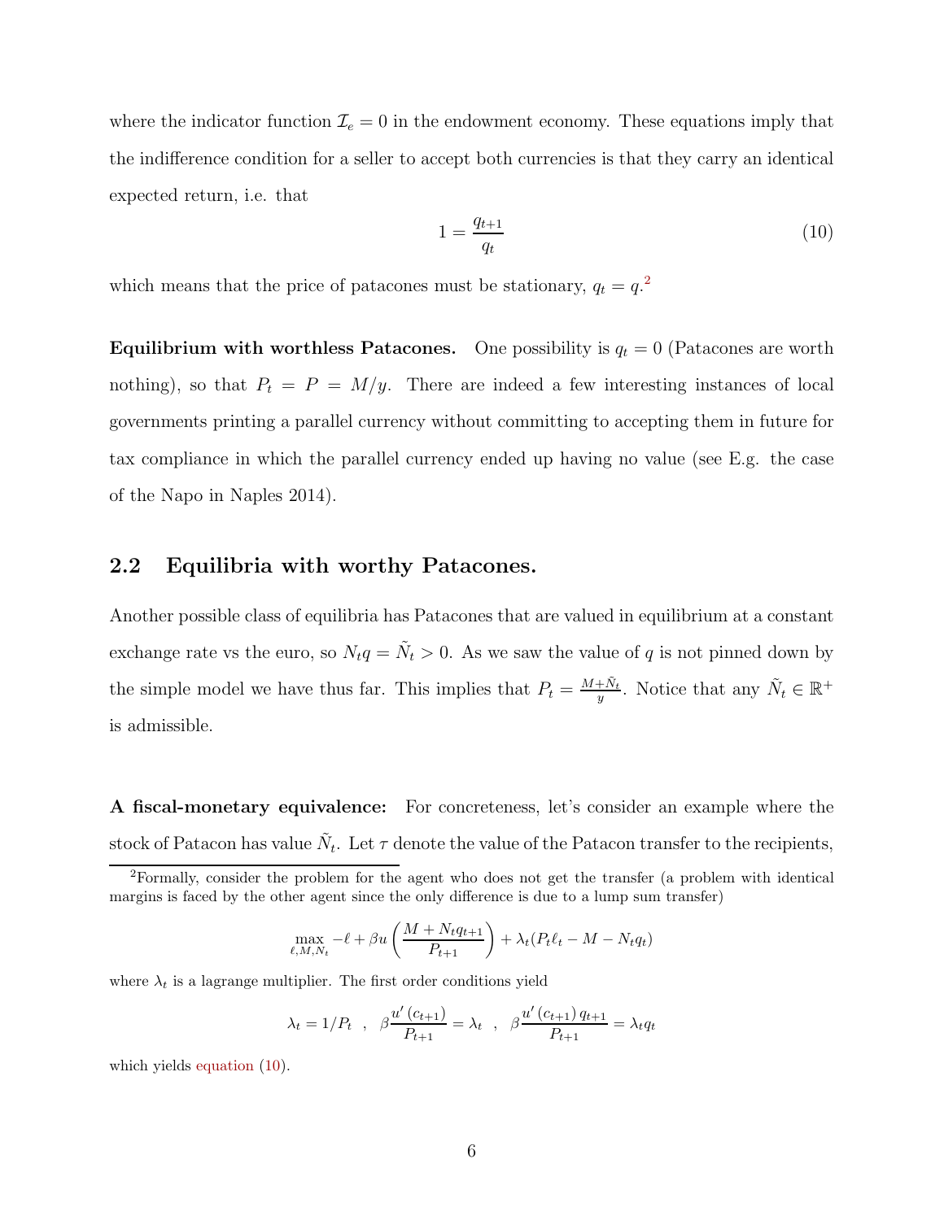where the indicator function $\mathcal{I}_e = 0$ in the endowment economy. These equations imply that the indifference condition for a seller to accept both currencies is that they carry an identical expected return, i.e. that

$$1 = \frac{q_{t+1}}{q_t} \tag{10}$$

which means that the price of patacones must be stationary, $q_t = q$.[2]

**Equilibrium with worthless Patacones.** One possibility is $q_t = 0$ (Patacones are worth nothing), so that $P_t = P = M/y$. There are indeed a few interesting instances of local governments printing a parallel currency without committing to accepting them in future for tax compliance in which the parallel currency ended up having no value (see E.g. the case of the Napo in Naples 2014).

## 2.2 Equilibria with worthy Patacones.

Another possible class of equilibria has Patacones that are valued in equilibrium at a constant exchange rate vs the euro, so $N_t q = \tilde{N}_t > 0$. As we saw the value of $q$ is not pinned down by the simple model we have thus far. This implies that $P_t = \frac{M+\tilde{N}_t}{y}$. Notice that any $\tilde{N}_t \in \mathbb{R}^+$ is admissible.

**A fiscal-monetary equivalence:** For concreteness, let's consider an example where the stock of Patacon has value $\tilde{N}_t$. Let $\tau$ denote the value of the Patacon transfer to the recipients,

[2] Formally, consider the problem for the agent who does not get the transfer (a problem with identical margins is faced by the other agent since the only difference is due to a lump sum transfer)

$$\max_{\ell, M, N_t} -\ell + \beta u\left(\frac{M + N_t q_{t+1}}{P_{t+1}}\right) + \lambda_t (P_t \ell_t - M - N_t q_t)$$

where $\lambda_t$ is a lagrange multiplier. The first order conditions yield

$$\lambda_t = 1/P_t \quad , \quad \beta \frac{u'(c_{t+1})}{P_{t+1}} = \lambda_t \quad , \quad \beta \frac{u'(c_{t+1})\, q_{t+1}}{P_{t+1}} = \lambda_t q_t$$

which yields equation (10).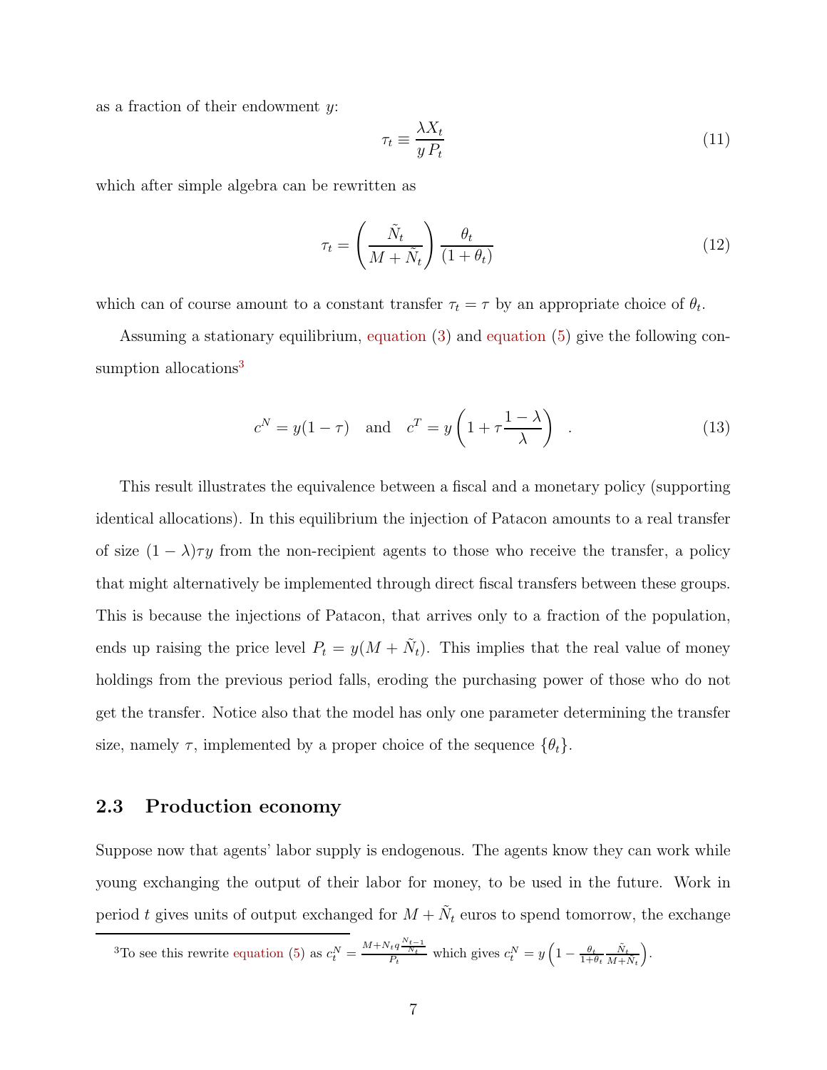as a fraction of their endowment $y$:

$$\tau_t \equiv \frac{\lambda X_t}{y\, P_t} \tag{11}$$

which after simple algebra can be rewritten as

$$\tau_t = \left(\frac{\tilde{N}_t}{M + \tilde{N}_t}\right) \frac{\theta_t}{(1+\theta_t)} \tag{12}$$

which can of course amount to a constant transfer $\tau_t = \tau$ by an appropriate choice of $\theta_t$.

Assuming a stationary equilibrium, equation (3) and equation (5) give the following consumption allocations[3]

$$c^N = y(1-\tau) \quad \text{and} \quad c^T = y\left(1 + \tau\frac{1-\lambda}{\lambda}\right) \ . \tag{13}$$

This result illustrates the equivalence between a fiscal and a monetary policy (supporting identical allocations). In this equilibrium the injection of Patacon amounts to a real transfer of size $(1-\lambda)\tau y$ from the non-recipient agents to those who receive the transfer, a policy that might alternatively be implemented through direct fiscal transfers between these groups. This is because the injections of Patacon, that arrives only to a fraction of the population, ends up raising the price level $P_t = y(M + \tilde{N}_t)$. This implies that the real value of money holdings from the previous period falls, eroding the purchasing power of those who do not get the transfer. Notice also that the model has only one parameter determining the transfer size, namely $\tau$, implemented by a proper choice of the sequence $\{\theta_t\}$.

### 2.3 Production economy

Suppose now that agents' labor supply is endogenous. The agents know they can work while young exchanging the output of their labor for money, to be used in the future. Work in period $t$ gives units of output exchanged for $M + \tilde{N}_t$ euros to spend tomorrow, the exchange

[3] To see this rewrite equation (5) as $c_t^N = \frac{M + N_t q \frac{N_{t-1}}{N_t}}{P_t}$ which gives $c_t^N = y\left(1 - \frac{\theta_t}{1+\theta_t}\frac{\tilde{N}_t}{M+\tilde{N}_t}\right)$.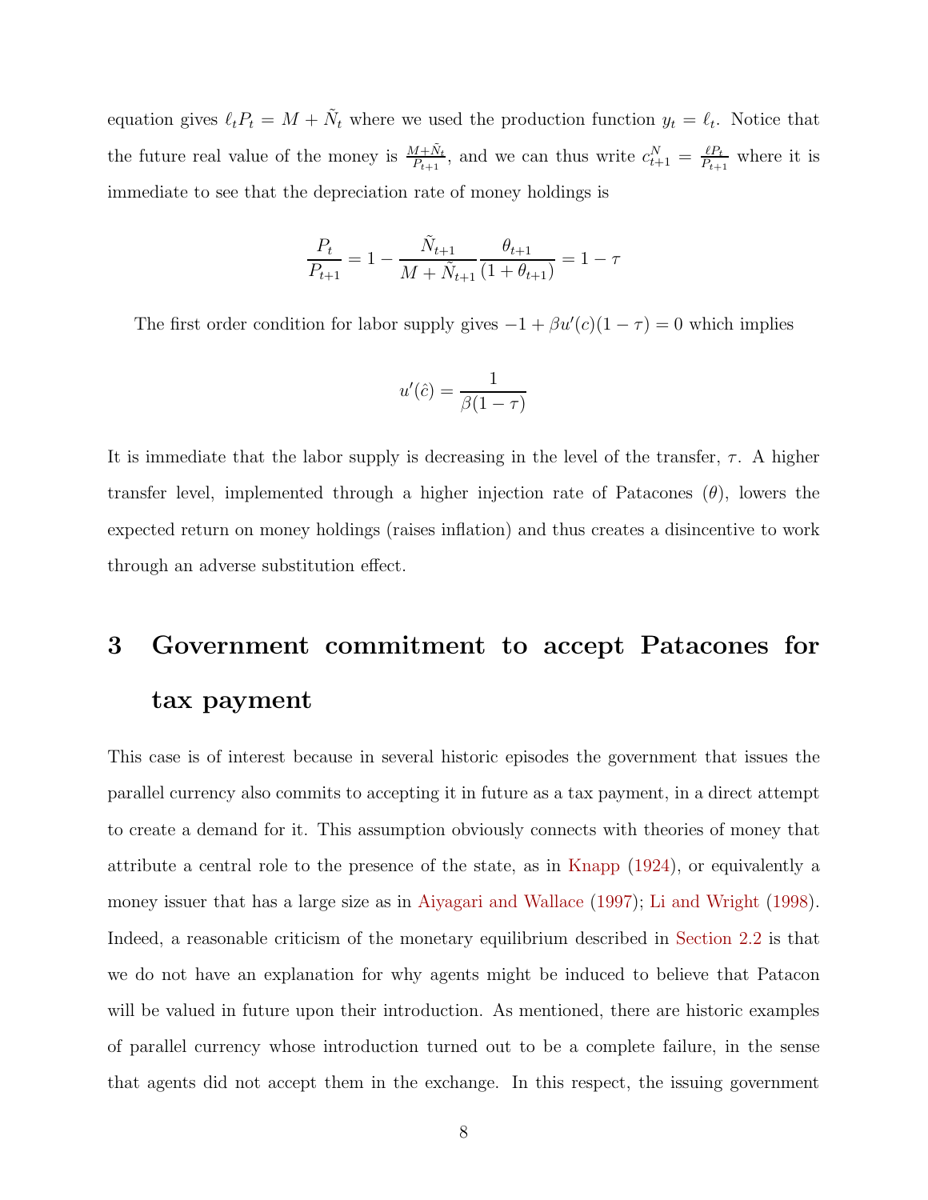equation gives $\ell_t P_t = M + \tilde{N}_t$ where we used the production function $y_t = \ell_t$. Notice that the future real value of the money is $\frac{M+\tilde{N}_t}{P_{t+1}}$, and we can thus write $c^N_{t+1} = \frac{\ell P_t}{P_{t+1}}$ where it is immediate to see that the depreciation rate of money holdings is

$$\frac{P_t}{P_{t+1}} = 1 - \frac{\tilde{N}_{t+1}}{M + \tilde{N}_{t+1}} \frac{\theta_{t+1}}{(1+\theta_{t+1})} = 1 - \tau$$

The first order condition for labor supply gives $-1 + \beta u'(c)(1-\tau) = 0$ which implies

$$u'(\hat{c}) = \frac{1}{\beta(1-\tau)}$$

It is immediate that the labor supply is decreasing in the level of the transfer, $\tau$. A higher transfer level, implemented through a higher injection rate of Patacones ($\theta$), lowers the expected return on money holdings (raises inflation) and thus creates a disincentive to work through an adverse substitution effect.

# 3 Government commitment to accept Patacones for tax payment

This case is of interest because in several historic episodes the government that issues the parallel currency also commits to accepting it in future as a tax payment, in a direct attempt to create a demand for it. This assumption obviously connects with theories of money that attribute a central role to the presence of the state, as in Knapp (1924), or equivalently a money issuer that has a large size as in Aiyagari and Wallace (1997); Li and Wright (1998). Indeed, a reasonable criticism of the monetary equilibrium described in Section 2.2 is that we do not have an explanation for why agents might be induced to believe that Patacon will be valued in future upon their introduction. As mentioned, there are historic examples of parallel currency whose introduction turned out to be a complete failure, in the sense that agents did not accept them in the exchange. In this respect, the issuing government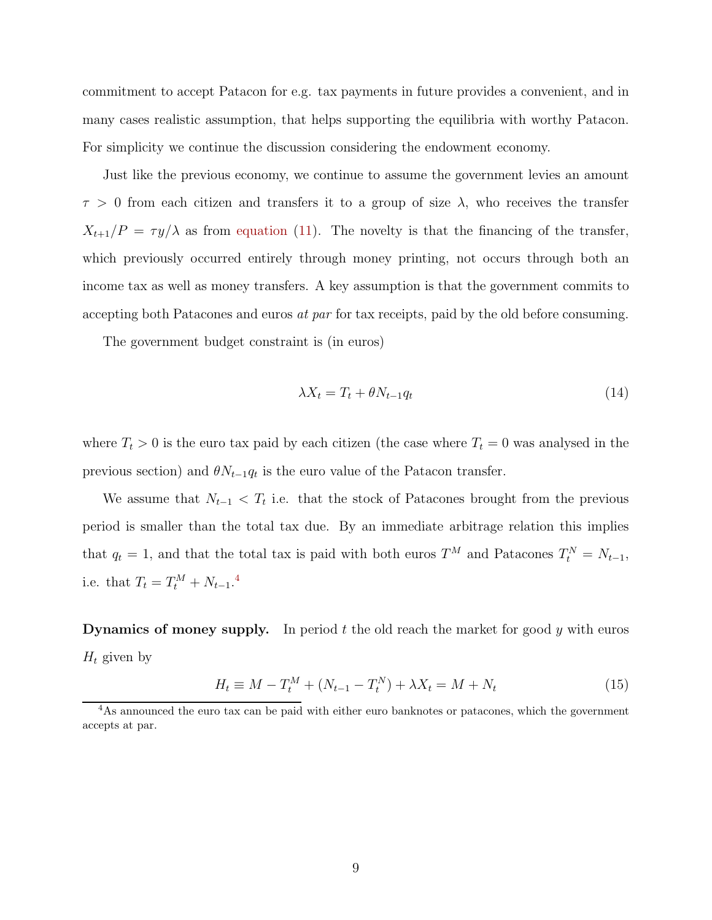commitment to accept Patacon for e.g. tax payments in future provides a convenient, and in many cases realistic assumption, that helps supporting the equilibria with worthy Patacon. For simplicity we continue the discussion considering the endowment economy.

Just like the previous economy, we continue to assume the government levies an amount $\tau > 0$ from each citizen and transfers it to a group of size $\lambda$, who receives the transfer $X_{t+1}/P = \tau y/\lambda$ as from equation (11). The novelty is that the financing of the transfer, which previously occurred entirely through money printing, not occurs through both an income tax as well as money transfers. A key assumption is that the government commits to accepting both Patacones and euros *at par* for tax receipts, paid by the old before consuming.

The government budget constraint is (in euros)

$$\lambda X_t = T_t + \theta N_{t-1} q_t \tag{14}$$

where $T_t > 0$ is the euro tax paid by each citizen (the case where $T_t = 0$ was analysed in the previous section) and $\theta N_{t-1} q_t$ is the euro value of the Patacon transfer.

We assume that $N_{t-1} < T_t$ i.e. that the stock of Patacones brought from the previous period is smaller than the total tax due. By an immediate arbitrage relation this implies that $q_t = 1$, and that the total tax is paid with both euros $T^M$ and Patacones $T_t^N = N_{t-1}$, i.e. that $T_t = T_t^M + N_{t-1}$.[4]

**Dynamics of money supply.** In period $t$ the old reach the market for good $y$ with euros $H_t$ given by

$$H_t \equiv M - T_t^M + (N_{t-1} - T_t^N) + \lambda X_t = M + N_t \tag{15}$$

[4] As announced the euro tax can be paid with either euro banknotes or patacones, which the government accepts at par.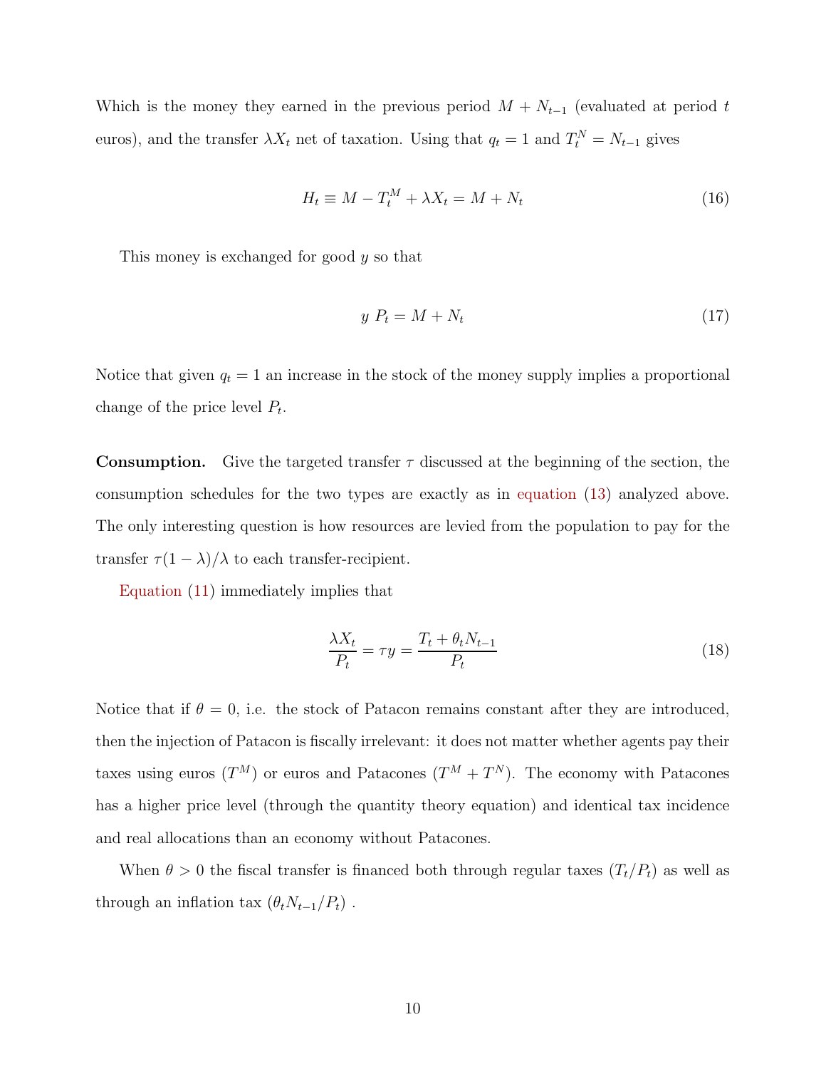Which is the money they earned in the previous period $M + N_{t-1}$ (evaluated at period $t$ euros), and the transfer $\lambda X_t$ net of taxation. Using that $q_t = 1$ and $T_t^N = N_{t-1}$ gives

$$H_t \equiv M - T_t^M + \lambda X_t = M + N_t \tag{16}$$

This money is exchanged for good $y$ so that

$$y\ P_t = M + N_t \tag{17}$$

Notice that given $q_t = 1$ an increase in the stock of the money supply implies a proportional change of the price level $P_t$.

**Consumption.** Give the targeted transfer $\tau$ discussed at the beginning of the section, the consumption schedules for the two types are exactly as in equation (13) analyzed above. The only interesting question is how resources are levied from the population to pay for the transfer $\tau(1-\lambda)/\lambda$ to each transfer-recipient.

Equation (11) immediately implies that

$$\frac{\lambda X_t}{P_t} = \tau y = \frac{T_t + \theta_t N_{t-1}}{P_t} \tag{18}$$

Notice that if $\theta = 0$, i.e. the stock of Patacon remains constant after they are introduced, then the injection of Patacon is fiscally irrelevant: it does not matter whether agents pay their taxes using euros ($T^M$) or euros and Patacones ($T^M + T^N$). The economy with Patacones has a higher price level (through the quantity theory equation) and identical tax incidence and real allocations than an economy without Patacones.

When $\theta > 0$ the fiscal transfer is financed both through regular taxes ($T_t/P_t$) as well as through an inflation tax ($\theta_t N_{t-1}/P_t$) .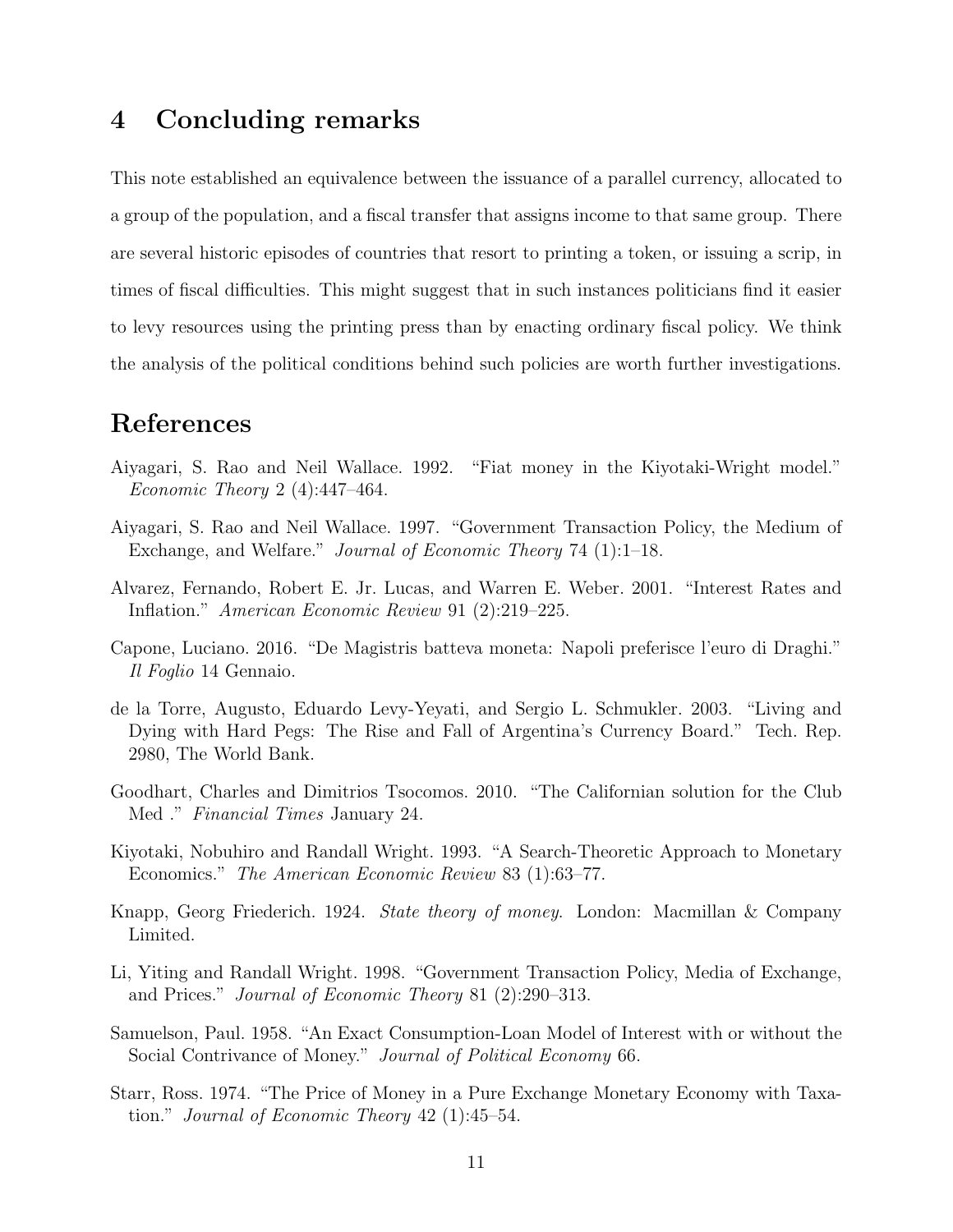## 4 Concluding remarks

This note established an equivalence between the issuance of a parallel currency, allocated to a group of the population, and a fiscal transfer that assigns income to that same group. There are several historic episodes of countries that resort to printing a token, or issuing a scrip, in times of fiscal difficulties. This might suggest that in such instances politicians find it easier to levy resources using the printing press than by enacting ordinary fiscal policy. We think the analysis of the political conditions behind such policies are worth further investigations.

## References

Aiyagari, S. Rao and Neil Wallace. 1992. "Fiat money in the Kiyotaki-Wright model." *Economic Theory* 2 (4):447–464.

Aiyagari, S. Rao and Neil Wallace. 1997. "Government Transaction Policy, the Medium of Exchange, and Welfare." *Journal of Economic Theory* 74 (1):1–18.

Alvarez, Fernando, Robert E. Jr. Lucas, and Warren E. Weber. 2001. "Interest Rates and Inflation." *American Economic Review* 91 (2):219–225.

Capone, Luciano. 2016. "De Magistris batteva moneta: Napoli preferisce l'euro di Draghi." *Il Foglio* 14 Gennaio.

de la Torre, Augusto, Eduardo Levy-Yeyati, and Sergio L. Schmukler. 2003. "Living and Dying with Hard Pegs: The Rise and Fall of Argentina's Currency Board." Tech. Rep. 2980, The World Bank.

Goodhart, Charles and Dimitrios Tsocomos. 2010. "The Californian solution for the Club Med ." *Financial Times* January 24.

Kiyotaki, Nobuhiro and Randall Wright. 1993. "A Search-Theoretic Approach to Monetary Economics." *The American Economic Review* 83 (1):63–77.

Knapp, Georg Friederich. 1924. *State theory of money*. London: Macmillan & Company Limited.

Li, Yiting and Randall Wright. 1998. "Government Transaction Policy, Media of Exchange, and Prices." *Journal of Economic Theory* 81 (2):290–313.

Samuelson, Paul. 1958. "An Exact Consumption-Loan Model of Interest with or without the Social Contrivance of Money." *Journal of Political Economy* 66.

Starr, Ross. 1974. "The Price of Money in a Pure Exchange Monetary Economy with Taxation." *Journal of Economic Theory* 42 (1):45–54.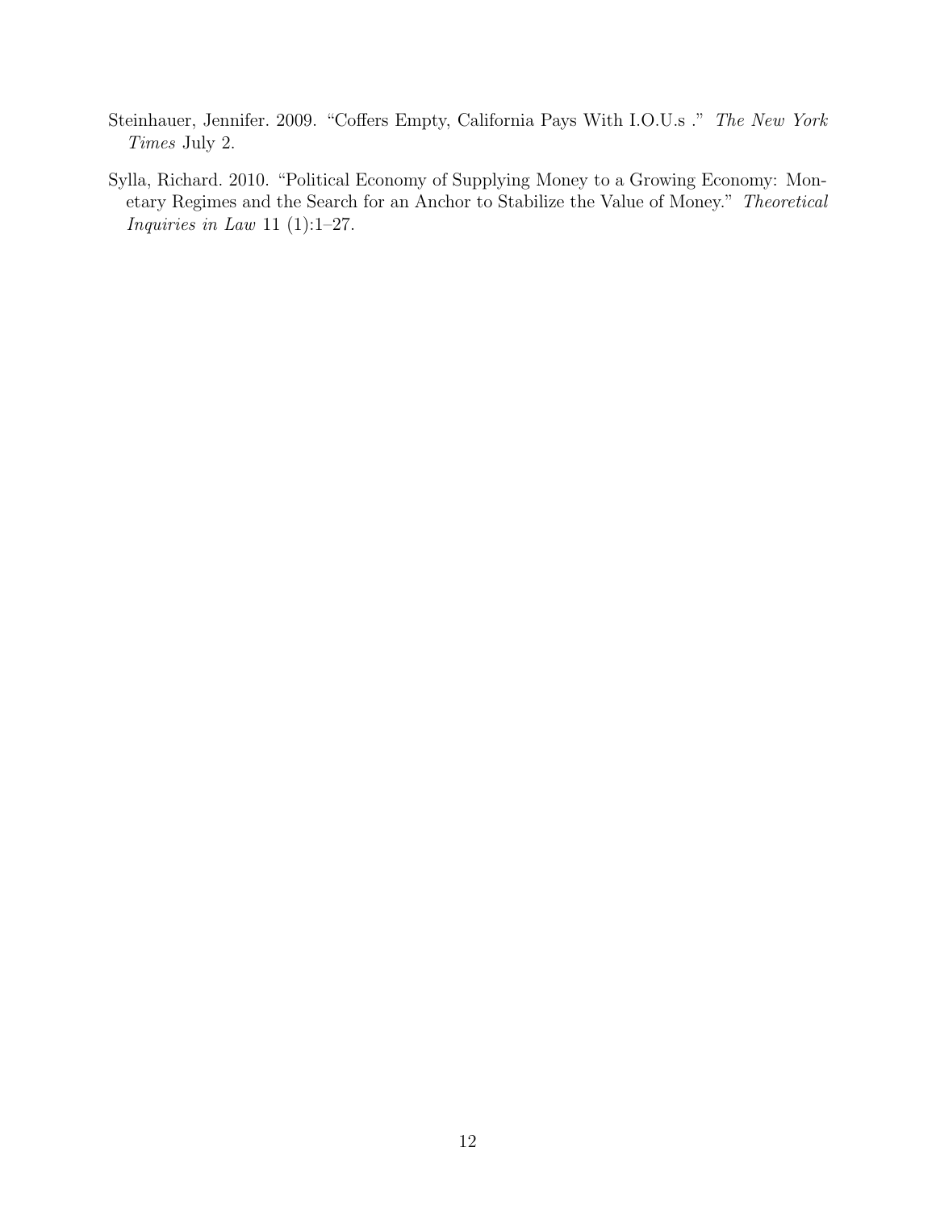Steinhauer, Jennifer. 2009. "Coffers Empty, California Pays With I.O.U.s ." *The New York Times* July 2.

Sylla, Richard. 2010. "Political Economy of Supplying Money to a Growing Economy: Monetary Regimes and the Search for an Anchor to Stabilize the Value of Money." *Theoretical Inquiries in Law* 11 (1):1–27.